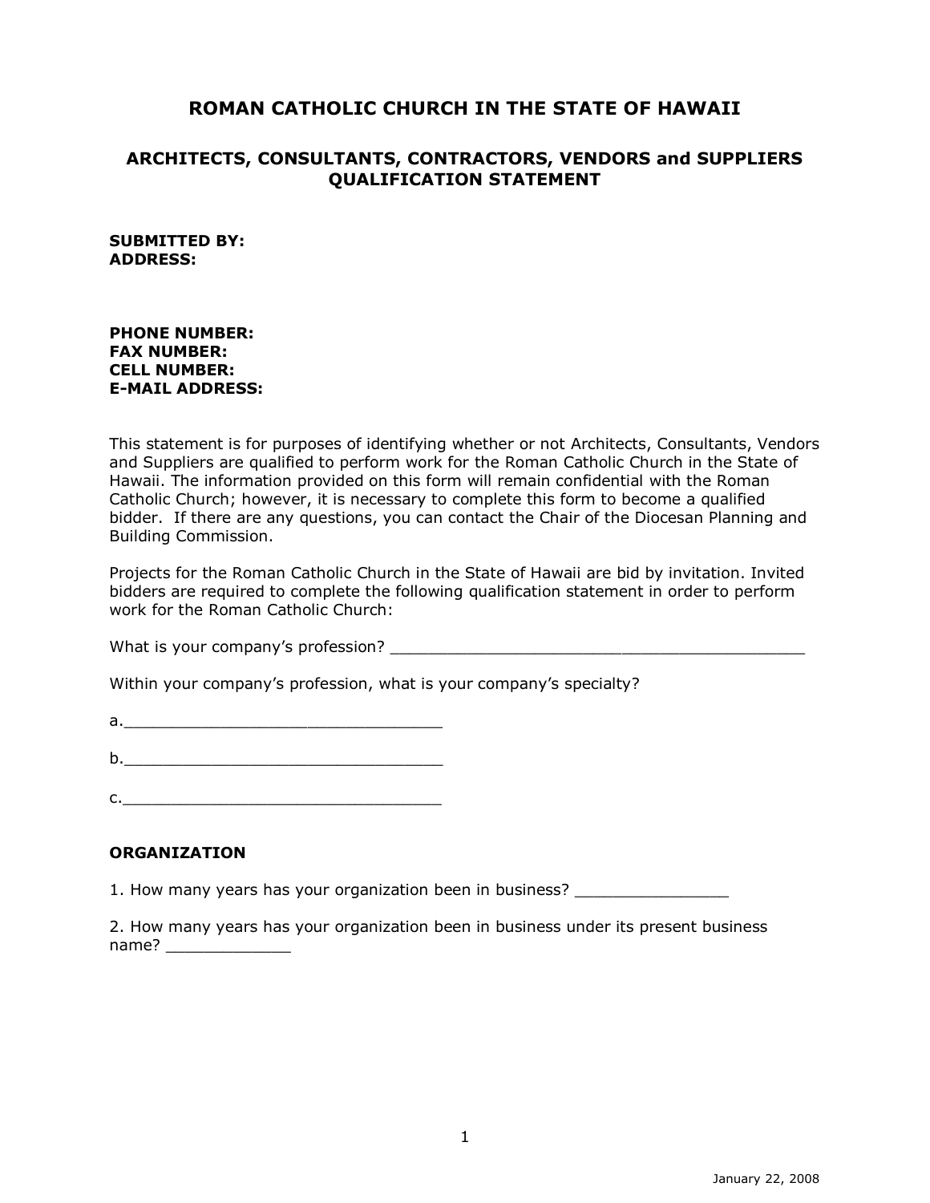# ROMAN CATHOLIC CHURCH IN THE STATE OF HAWAII

## ARCHITECTS, CONSULTANTS, CONTRACTORS, VENDORS and SUPPLIERS QUALIFICATION STATEMENT

**SUBMITTED BY:**
**ADDRESS:**

**PHONE NUMBER:**
**FAX NUMBER:**
**CELL NUMBER:**
**E-MAIL ADDRESS:**

This statement is for purposes of identifying whether or not Architects, Consultants, Vendors and Suppliers are qualified to perform work for the Roman Catholic Church in the State of Hawaii. The information provided on this form will remain confidential with the Roman Catholic Church; however, it is necessary to complete this form to become a qualified bidder. If there are any questions, you can contact the Chair of the Diocesan Planning and Building Commission.

Projects for the Roman Catholic Church in the State of Hawaii are bid by invitation. Invited bidders are required to complete the following qualification statement in order to perform work for the Roman Catholic Church:

What is your company's profession? ______________________________________________

Within your company's profession, what is your company's specialty?

a.__________________________________

b.__________________________________

c.__________________________________

**ORGANIZATION**

1. How many years has your organization been in business? ________________

2. How many years has your organization been in business under its present business name? _____________

January 22, 2008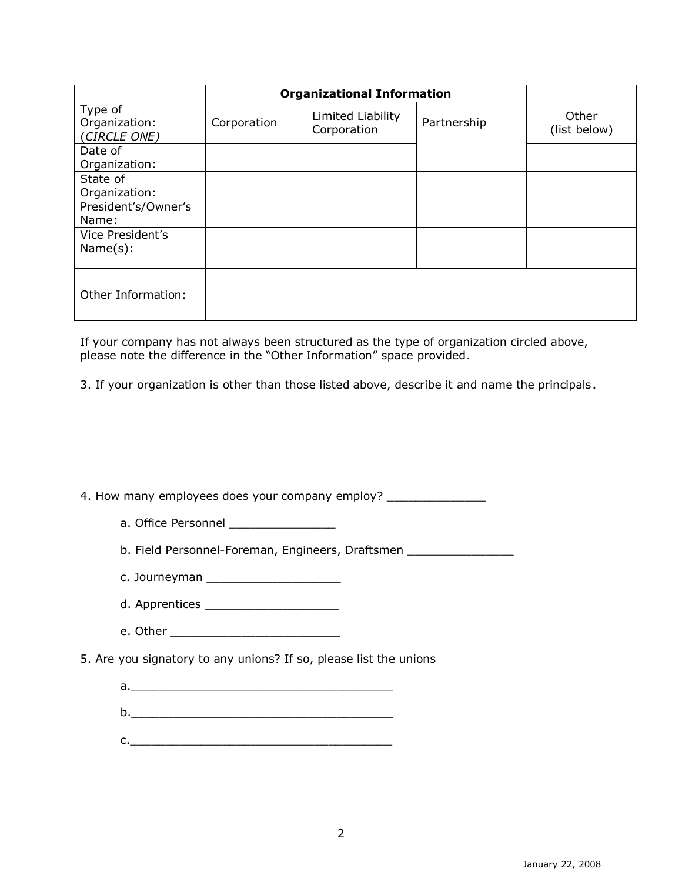| | Organizational Information | | | |
|---|---|---|---|---|
| Type of Organization: (*CIRCLE ONE*) | Corporation | Limited Liability Corporation | Partnership | Other (list below) |
| Date of Organization: | | | | |
| State of Organization: | | | | |
| President's/Owner's Name: | | | | |
| Vice President's Name(s): | | | | |
| Other Information: | | | | |

If your company has not always been structured as the type of organization circled above, please note the difference in the "Other Information" space provided.

3. If your organization is other than those listed above, describe it and name the principals.

4. How many employees does your company employ? ______________

   a. Office Personnel _______________

   b. Field Personnel-Foreman, Engineers, Draftsmen _______________

   c. Journeyman ___________________

   d. Apprentices ___________________

   e. Other ________________________

5. Are you signatory to any unions? If so, please list the unions

   a.______________________________________

   b.______________________________________

   c.______________________________________

January 22, 2008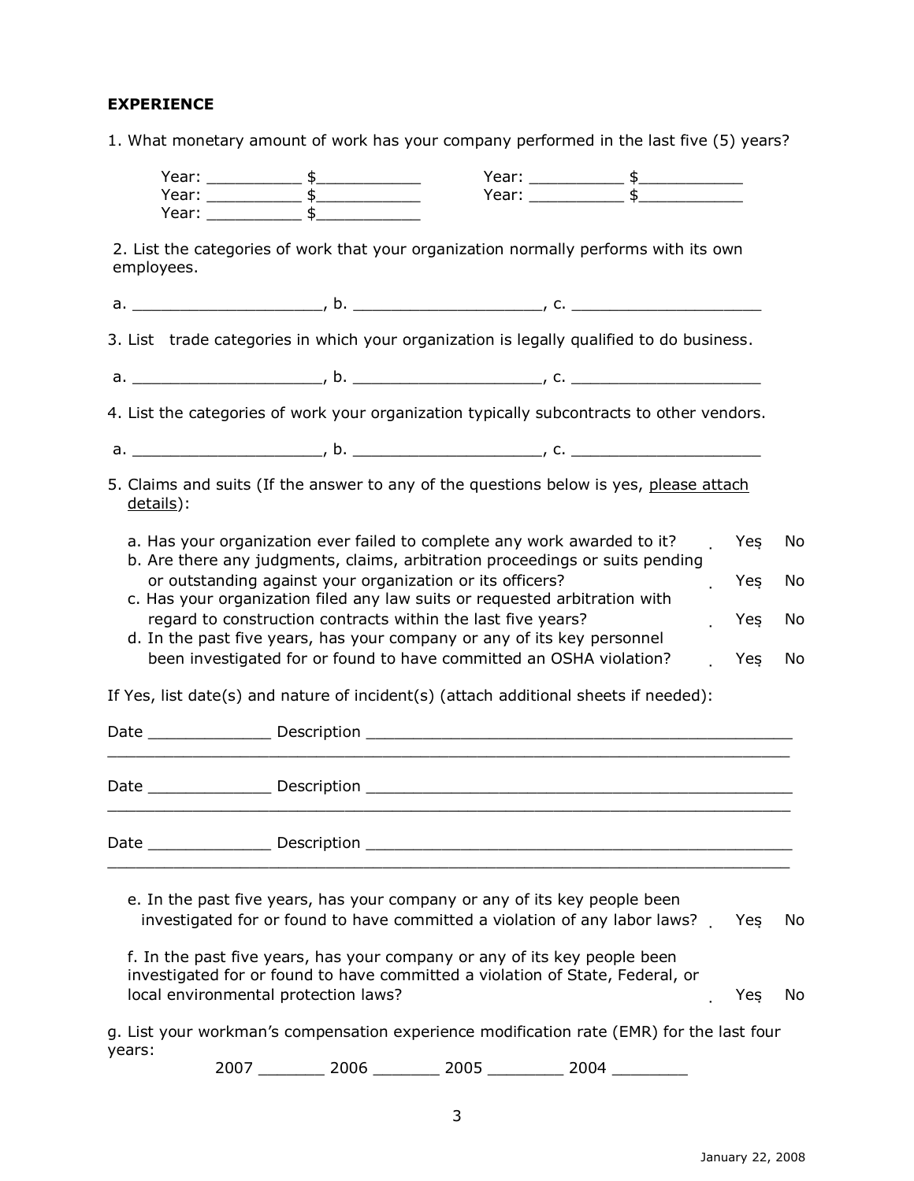**EXPERIENCE**

1. What monetary amount of work has your company performed in the last five (5) years?

Year: __________ $___________    Year: __________ $___________
Year: __________ $___________    Year: __________ $___________
Year: __________ $___________

2. List the categories of work that your organization normally performs with its own employees.

a. ____________________, b. ____________________, c. ____________________

3. List trade categories in which your organization is legally qualified to do business.

a. ____________________, b. ____________________, c. ____________________

4. List the categories of work your organization typically subcontracts to other vendors.

a. ____________________, b. ____________________, c. ____________________

5. Claims and suits (If the answer to any of the questions below is yes, please attach details):

a. Has your organization ever failed to complete any work awarded to it? Yes No

b. Are there any judgments, claims, arbitration proceedings or suits pending or outstanding against your organization or its officers? Yes No

c. Has your organization filed any law suits or requested arbitration with regard to construction contracts within the last five years? Yes No

d. In the past five years, has your company or any of its key personnel been investigated for or found to have committed an OSHA violation? Yes No

If Yes, list date(s) and nature of incident(s) (attach additional sheets if needed):

Date _____________ Description _______________________________________________
___________________________________________________________________________

Date _____________ Description _______________________________________________
___________________________________________________________________________

Date _____________ Description _______________________________________________
___________________________________________________________________________

e. In the past five years, has your company or any of its key people been investigated for or found to have committed a violation of any labor laws? Yes No

f. In the past five years, has your company or any of its key people been investigated for or found to have committed a violation of State, Federal, or local environmental protection laws? Yes No

g. List your workman's compensation experience modification rate (EMR) for the last four years:

2007 _______ 2006 _______ 2005 ________ 2004 ________

January 22, 2008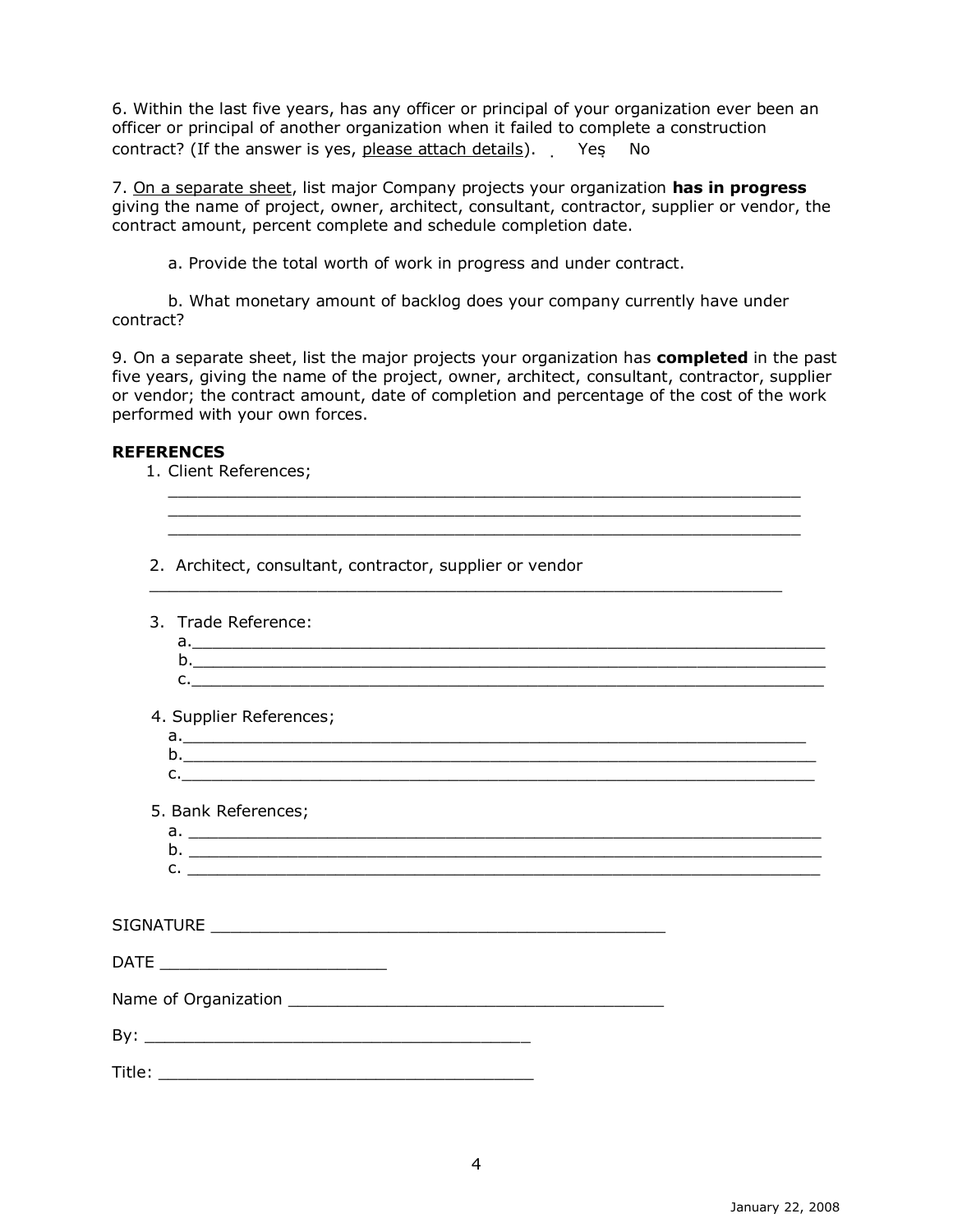6. Within the last five years, has any officer or principal of your organization ever been an officer or principal of another organization when it failed to complete a construction contract? (If the answer is yes, please attach details). Yes No

7. On a separate sheet, list major Company projects your organization **has in progress** giving the name of project, owner, architect, consultant, contractor, supplier or vendor, the contract amount, percent complete and schedule completion date.

a. Provide the total worth of work in progress and under contract.

b. What monetary amount of backlog does your company currently have under contract?

9. On a separate sheet, list the major projects your organization has **completed** in the past five years, giving the name of the project, owner, architect, consultant, contractor, supplier or vendor; the contract amount, date of completion and percentage of the cost of the work performed with your own forces.

**REFERENCES**

1. Client References;
   ____________________________________________________________________
   ____________________________________________________________________
   ____________________________________________________________________

2. Architect, consultant, contractor, supplier or vendor
   ____________________________________________________________________

3. Trade Reference:
   a.__________________________________________________________________
   b.__________________________________________________________________
   c.__________________________________________________________________

4. Supplier References;
   a.__________________________________________________________________
   b.__________________________________________________________________
   c.__________________________________________________________________

5. Bank References;
   a. _________________________________________________________________
   b. _________________________________________________________________
   c. _________________________________________________________________

SIGNATURE ________________________________________________

DATE ________________________

Name of Organization _______________________________________

By: _________________________________________

Title: ________________________________________

January 22, 2008